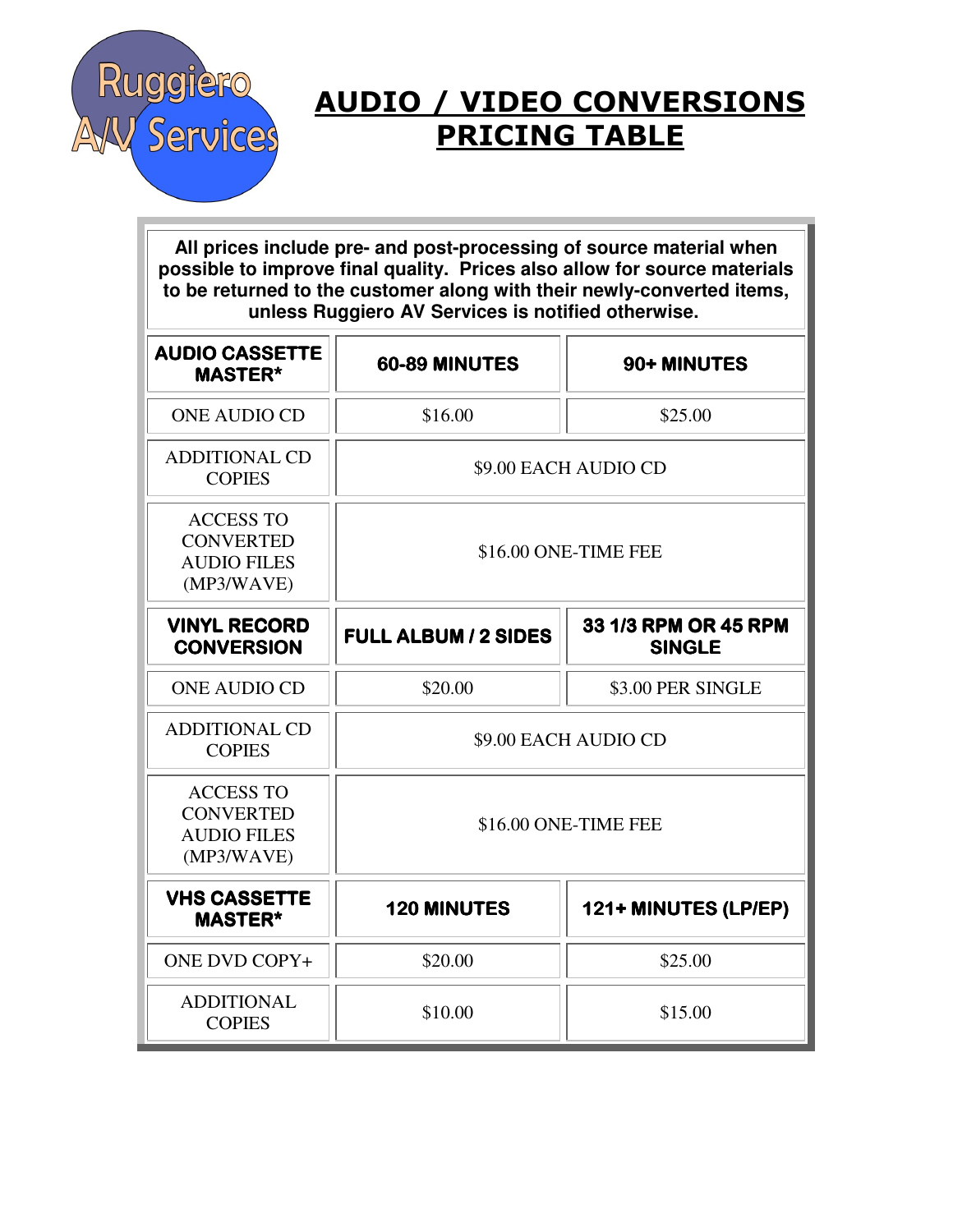Ruggiero A/V Services

# AUDIO / VIDEO CONVERSIONS PRICING TABLE

**All prices include pre- and post-processing of source material when possible to improve final quality. Prices also allow for source materials to be returned to the customer along with their newly-converted items, unless Ruggiero AV Services is notified otherwise.**

| **AUDIO CASSETTE MASTER*** | **60-89 MINUTES** | **90+ MINUTES** |
| --- | --- | --- |
| ONE AUDIO CD | $16.00 | $25.00 |
| ADDITIONAL CD COPIES | $9.00 EACH AUDIO CD | |
| ACCESS TO CONVERTED AUDIO FILES (MP3/WAVE) | $16.00 ONE-TIME FEE | |
| **VINYL RECORD CONVERSION** | **FULL ALBUM / 2 SIDES** | **33 1/3 RPM OR 45 RPM SINGLE** |
| ONE AUDIO CD | $20.00 | $3.00 PER SINGLE |
| ADDITIONAL CD COPIES | $9.00 EACH AUDIO CD | |
| ACCESS TO CONVERTED AUDIO FILES (MP3/WAVE) | $16.00 ONE-TIME FEE | |
| **VHS CASSETTE MASTER*** | **120 MINUTES** | **121+ MINUTES (LP/EP)** |
| ONE DVD COPY+ | $20.00 | $25.00 |
| ADDITIONAL COPIES | $10.00 | $15.00 |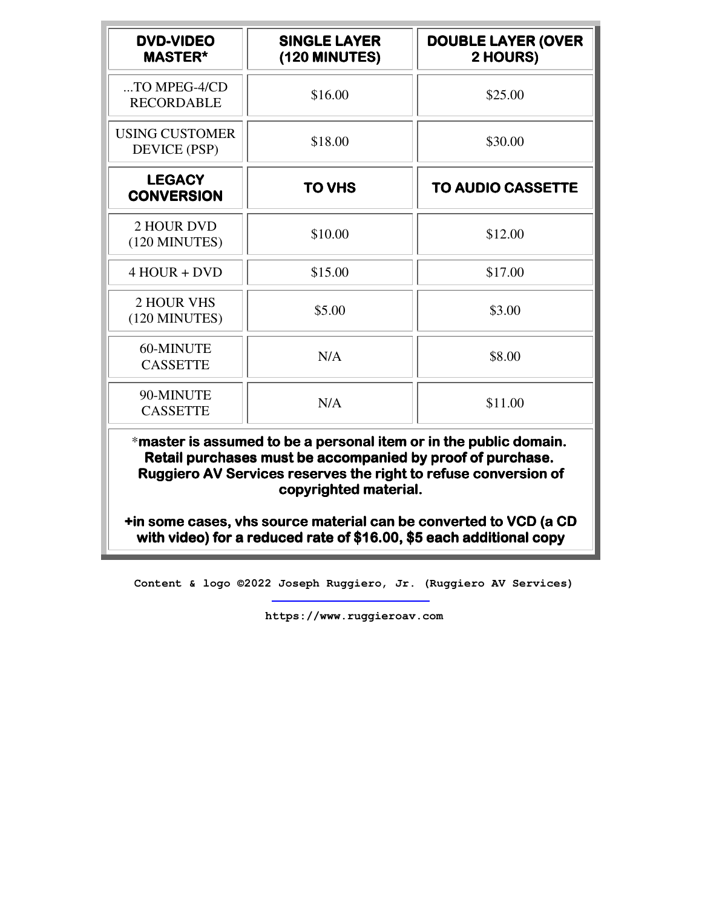| DVD-VIDEO MASTER* | SINGLE LAYER (120 MINUTES) | DOUBLE LAYER (OVER 2 HOURS) |
| --- | --- | --- |
| ...TO MPEG-4/CD RECORDABLE | $16.00 | $25.00 |
| USING CUSTOMER DEVICE (PSP) | $18.00 | $30.00 |
| **LEGACY CONVERSION** | **TO VHS** | **TO AUDIO CASSETTE** |
| 2 HOUR DVD (120 MINUTES) | $10.00 | $12.00 |
| 4 HOUR + DVD | $15.00 | $17.00 |
| 2 HOUR VHS (120 MINUTES) | $5.00 | $3.00 |
| 60-MINUTE CASSETTE | N/A | $8.00 |
| 90-MINUTE CASSETTE | N/A | $11.00 |

*__master is assumed to be a personal item or in the public domain. Retail purchases must be accompanied by proof of purchase. Ruggiero AV Services reserves the right to refuse conversion of copyrighted material.__

**+in some cases, vhs source material can be converted to VCD (a CD with video) for a reduced rate of $16.00, $5 each additional copy**

**Content & logo ©2022 Joseph Ruggiero, Jr. (Ruggiero AV Services)**

**https://www.ruggieroav.com**